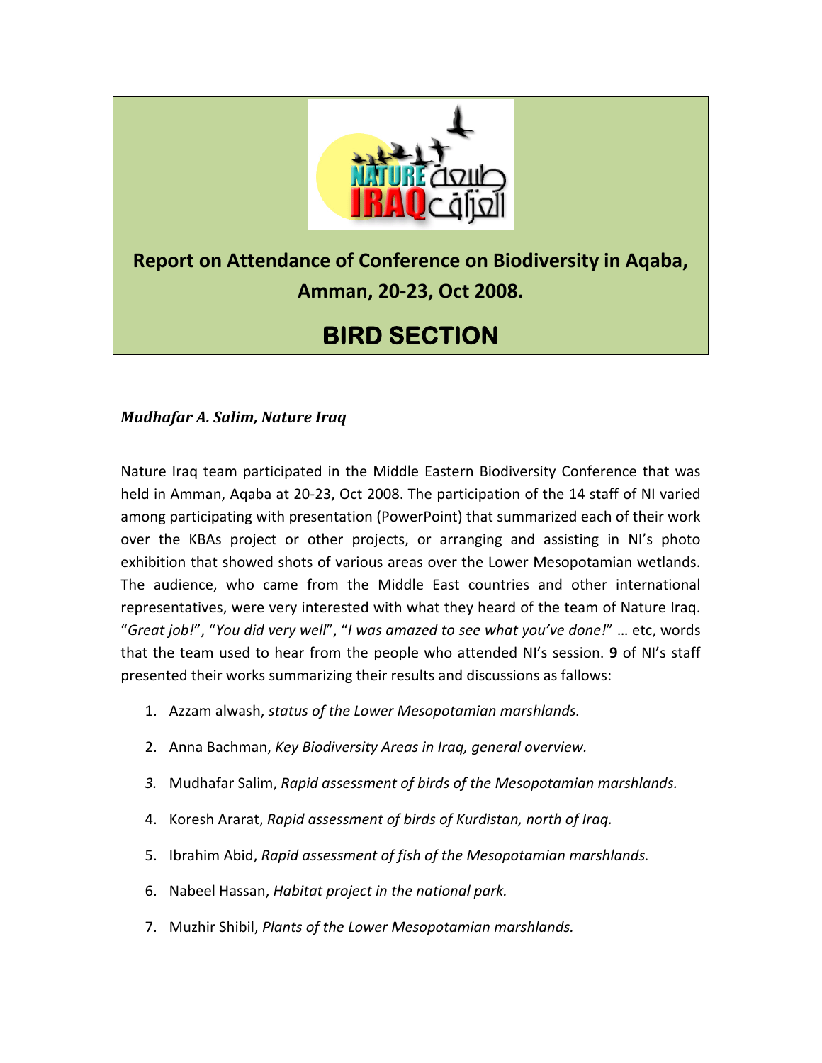# Report on Attendance of Conference on Biodiversity in Aqaba, Amman, 20-23, Oct 2008.

## BIRD SECTION

***Mudhafar A. Salim, Nature Iraq***

Nature Iraq team participated in the Middle Eastern Biodiversity Conference that was held in Amman, Aqaba at 20-23, Oct 2008. The participation of the 14 staff of NI varied among participating with presentation (PowerPoint) that summarized each of their work over the KBAs project or other projects, or arranging and assisting in NI's photo exhibition that showed shots of various areas over the Lower Mesopotamian wetlands. The audience, who came from the Middle East countries and other international representatives, were very interested with what they heard of the team of Nature Iraq. "*Great job!*", "*You did very well*", "*I was amazed to see what you've done!*" … etc, words that the team used to hear from the people who attended NI's session. **9** of NI's staff presented their works summarizing their results and discussions as fallows:

1. Azzam alwash, *status of the Lower Mesopotamian marshlands.*
2. Anna Bachman, *Key Biodiversity Areas in Iraq, general overview.*
3. Mudhafar Salim, *Rapid assessment of birds of the Mesopotamian marshlands.*
4. Koresh Ararat, *Rapid assessment of birds of Kurdistan, north of Iraq.*
5. Ibrahim Abid, *Rapid assessment of fish of the Mesopotamian marshlands.*
6. Nabeel Hassan, *Habitat project in the national park.*
7. Muzhir Shibil, *Plants of the Lower Mesopotamian marshlands.*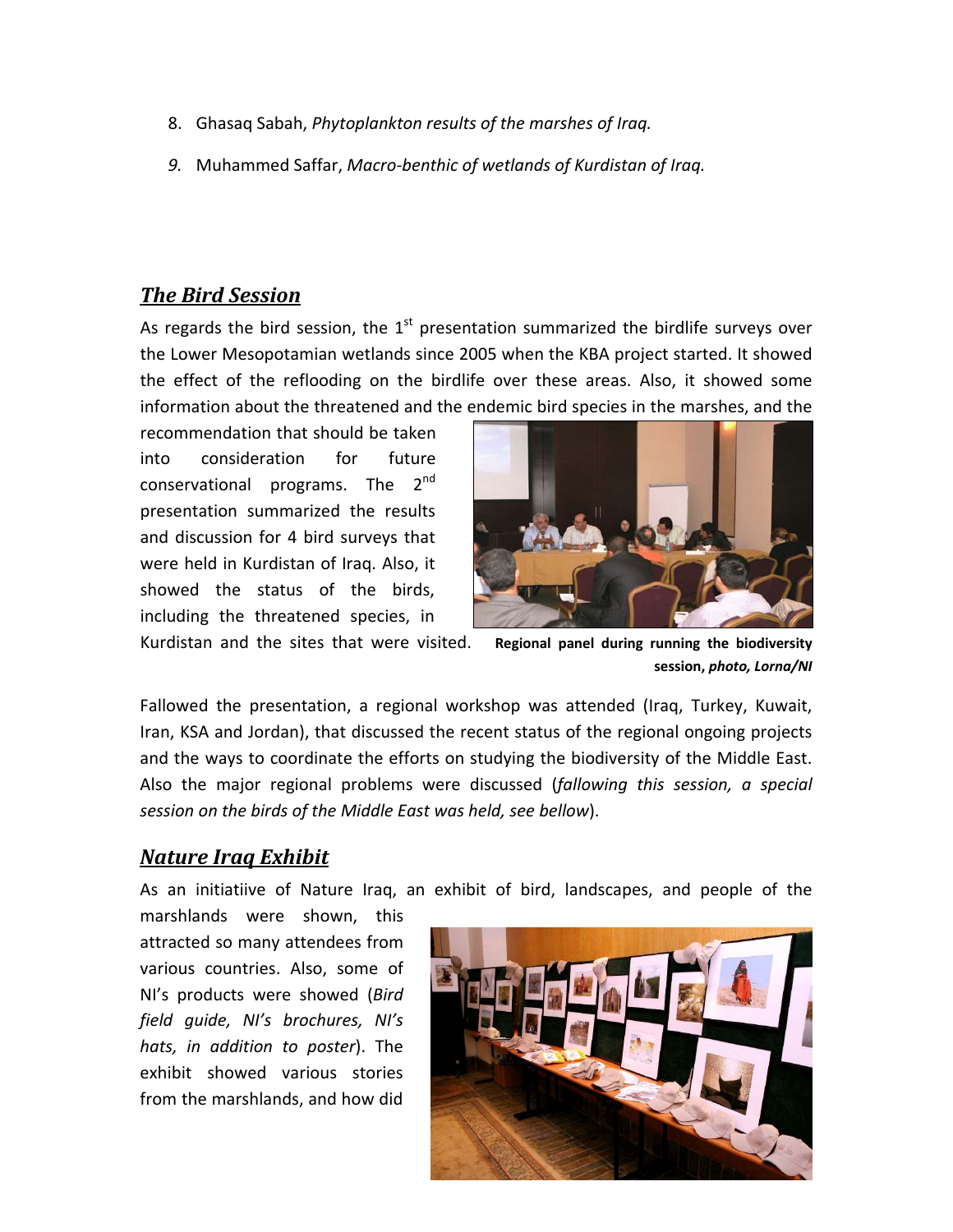8. Ghasaq Sabah, *Phytoplankton results of the marshes of Iraq.*
9. Muhammed Saffar, *Macro-benthic of wetlands of Kurdistan of Iraq.*

## *The Bird Session*

As regards the bird session, the 1st presentation summarized the birdlife surveys over the Lower Mesopotamian wetlands since 2005 when the KBA project started. It showed the effect of the reflooding on the birdlife over these areas. Also, it showed some information about the threatened and the endemic bird species in the marshes, and the recommendation that should be taken into consideration for future conservational programs. The 2nd presentation summarized the results and discussion for 4 bird surveys that were held in Kurdistan of Iraq. Also, it showed the status of the birds, including the threatened species, in Kurdistan and the sites that were visited.

**Regional panel during running the biodiversity session,** ***photo, Lorna/NI***

Fallowed the presentation, a regional workshop was attended (Iraq, Turkey, Kuwait, Iran, KSA and Jordan), that discussed the recent status of the regional ongoing projects and the ways to coordinate the efforts on studying the biodiversity of the Middle East. Also the major regional problems were discussed (*fallowing this session, a special session on the birds of the Middle East was held, see bellow*).

## *Nature Iraq Exhibit*

As an initiatiive of Nature Iraq, an exhibit of bird, landscapes, and people of the marshlands were shown, this attracted so many attendees from various countries. Also, some of NI's products were showed (*Bird field guide, NI's brochures, NI's hats, in addition to poster*). The exhibit showed various stories from the marshlands, and how did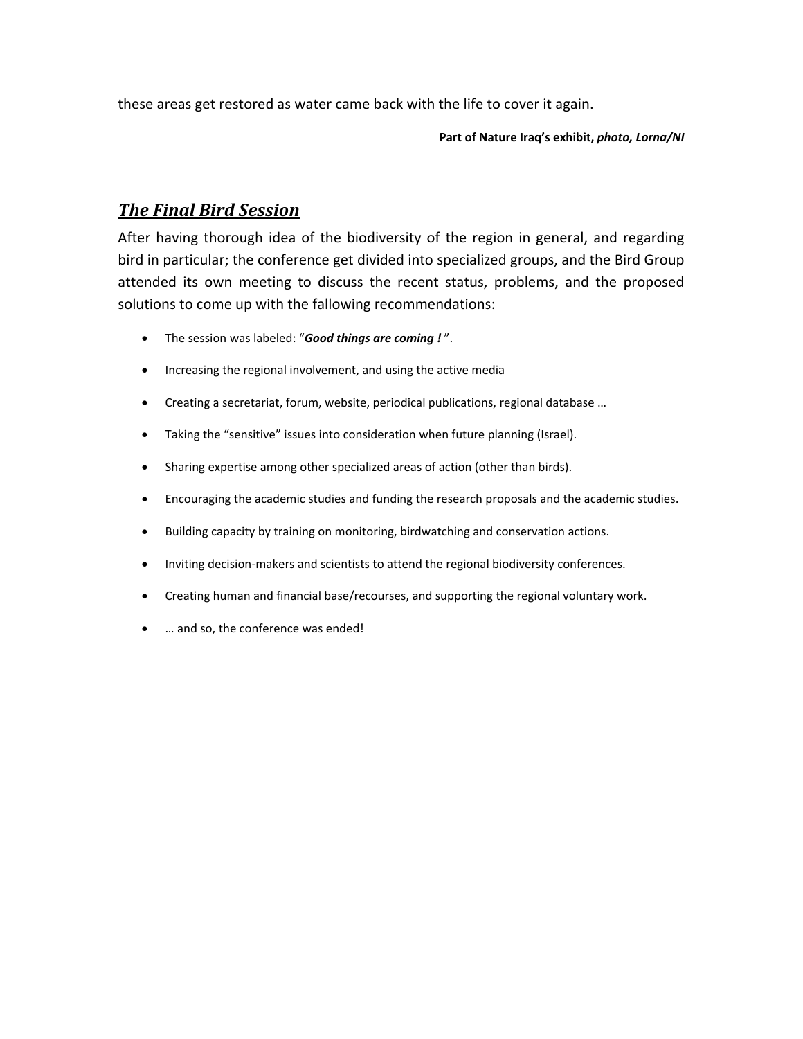these areas get restored as water came back with the life to cover it again.

**Part of Nature Iraq's exhibit, *photo, Lorna/NI***

## ***The Final Bird Session***

After having thorough idea of the biodiversity of the region in general, and regarding bird in particular; the conference get divided into specialized groups, and the Bird Group attended its own meeting to discuss the recent status, problems, and the proposed solutions to come up with the fallowing recommendations:

- The session was labeled: "***Good things are coming !*** ".
- Increasing the regional involvement, and using the active media
- Creating a secretariat, forum, website, periodical publications, regional database …
- Taking the "sensitive" issues into consideration when future planning (Israel).
- Sharing expertise among other specialized areas of action (other than birds).
- Encouraging the academic studies and funding the research proposals and the academic studies.
- Building capacity by training on monitoring, birdwatching and conservation actions.
- Inviting decision-makers and scientists to attend the regional biodiversity conferences.
- Creating human and financial base/recourses, and supporting the regional voluntary work.
- … and so, the conference was ended!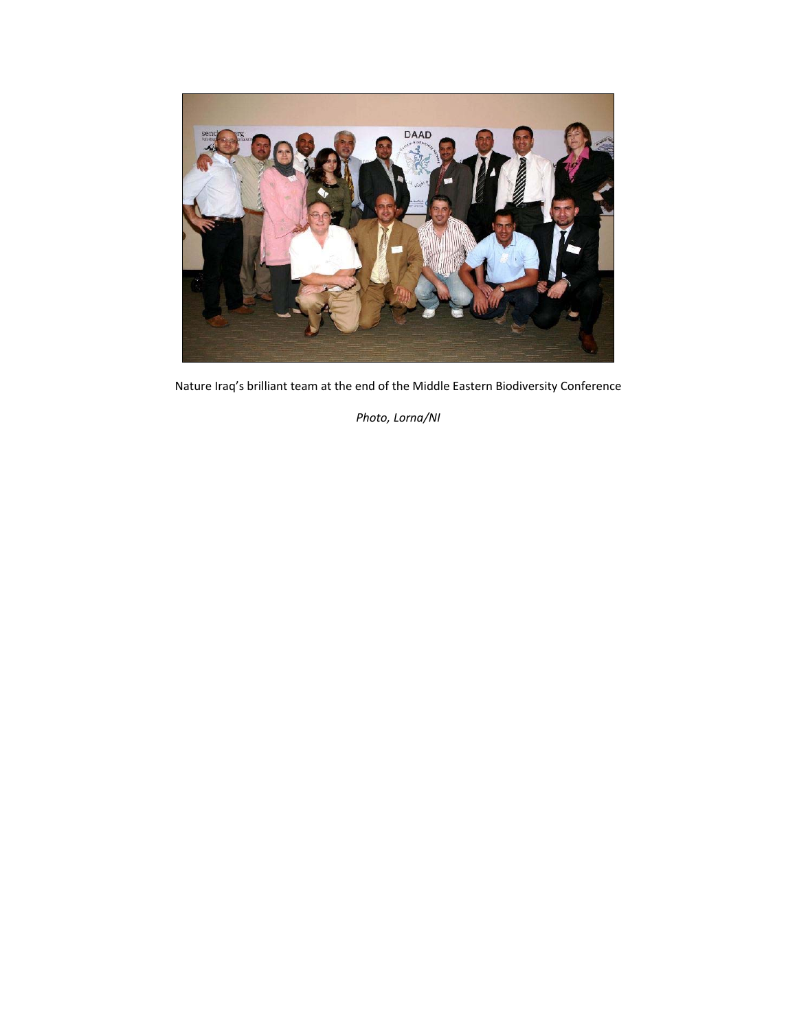Nature Iraq's brilliant team at the end of the Middle Eastern Biodiversity Conference

*Photo, Lorna/NI*